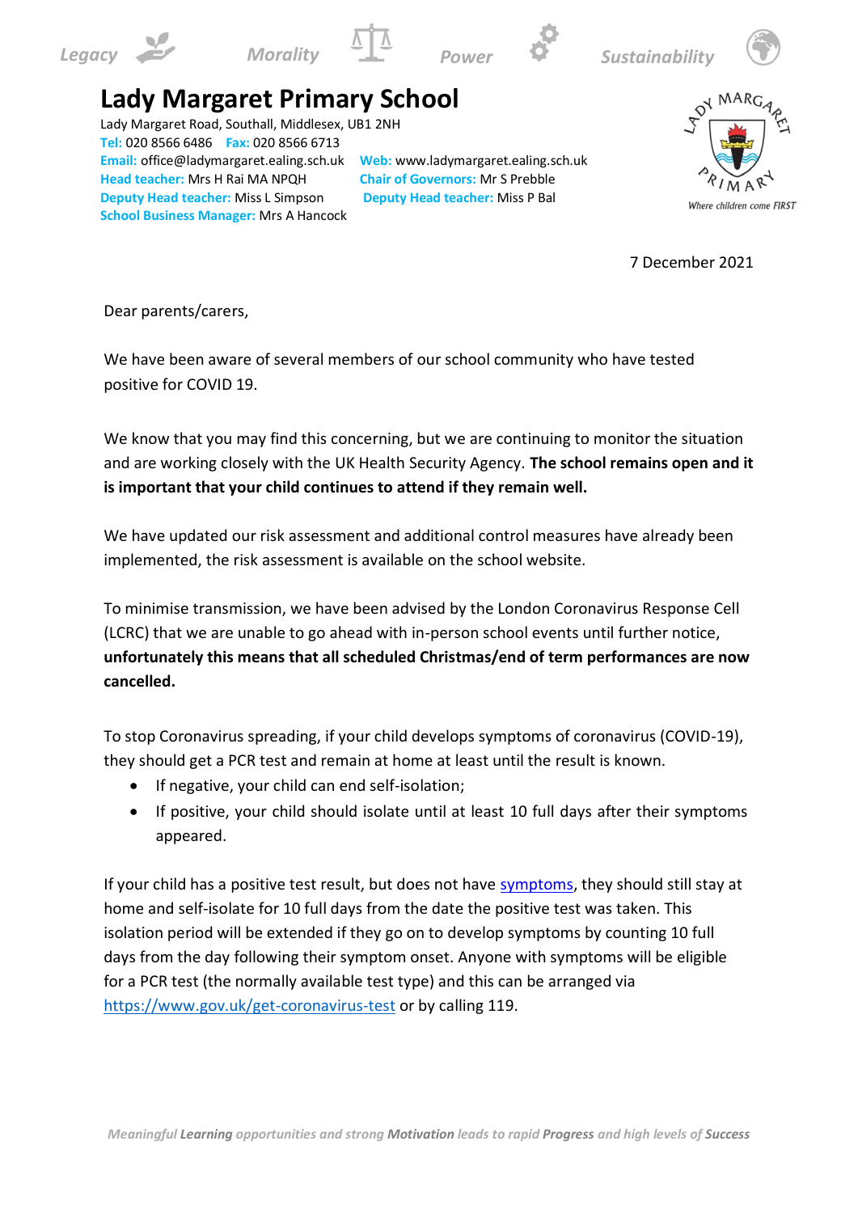Legacy Morality Power Sustainability

# Lady Margaret Primary School

Lady Margaret Road, Southall, Middlesex, UB1 2NH
**Tel:** 020 8566 6486 **Fax:** 020 8566 6713
**Email:** office@ladymargaret.ealing.sch.uk **Web:** www.ladymargaret.ealing.sch.uk
**Head teacher:** Mrs H Rai MA NPQH **Chair of Governors:** Mr S Prebble
**Deputy Head teacher:** Miss L Simpson **Deputy Head teacher:** Miss P Bal
**School Business Manager:** Mrs A Hancock

Lady Margaret Primary — *Where children come FIRST*

7 December 2021

Dear parents/carers,

We have been aware of several members of our school community who have tested positive for COVID 19.

We know that you may find this concerning, but we are continuing to monitor the situation and are working closely with the UK Health Security Agency. **The school remains open and it is important that your child continues to attend if they remain well.**

We have updated our risk assessment and additional control measures have already been implemented, the risk assessment is available on the school website.

To minimise transmission, we have been advised by the London Coronavirus Response Cell (LCRC) that we are unable to go ahead with in-person school events until further notice, **unfortunately this means that all scheduled Christmas/end of term performances are now cancelled.**

To stop Coronavirus spreading, if your child develops symptoms of coronavirus (COVID-19), they should get a PCR test and remain at home at least until the result is known.

- If negative, your child can end self-isolation;
- If positive, your child should isolate until at least 10 full days after their symptoms appeared.

If your child has a positive test result, but does not have symptoms, they should still stay at home and self-isolate for 10 full days from the date the positive test was taken. This isolation period will be extended if they go on to develop symptoms by counting 10 full days from the day following their symptom onset. Anyone with symptoms will be eligible for a PCR test (the normally available test type) and this can be arranged via https://www.gov.uk/get-coronavirus-test or by calling 119.

*Meaningful **Learning** opportunities and strong **Motivation** leads to rapid **Progress** and high levels of **Success***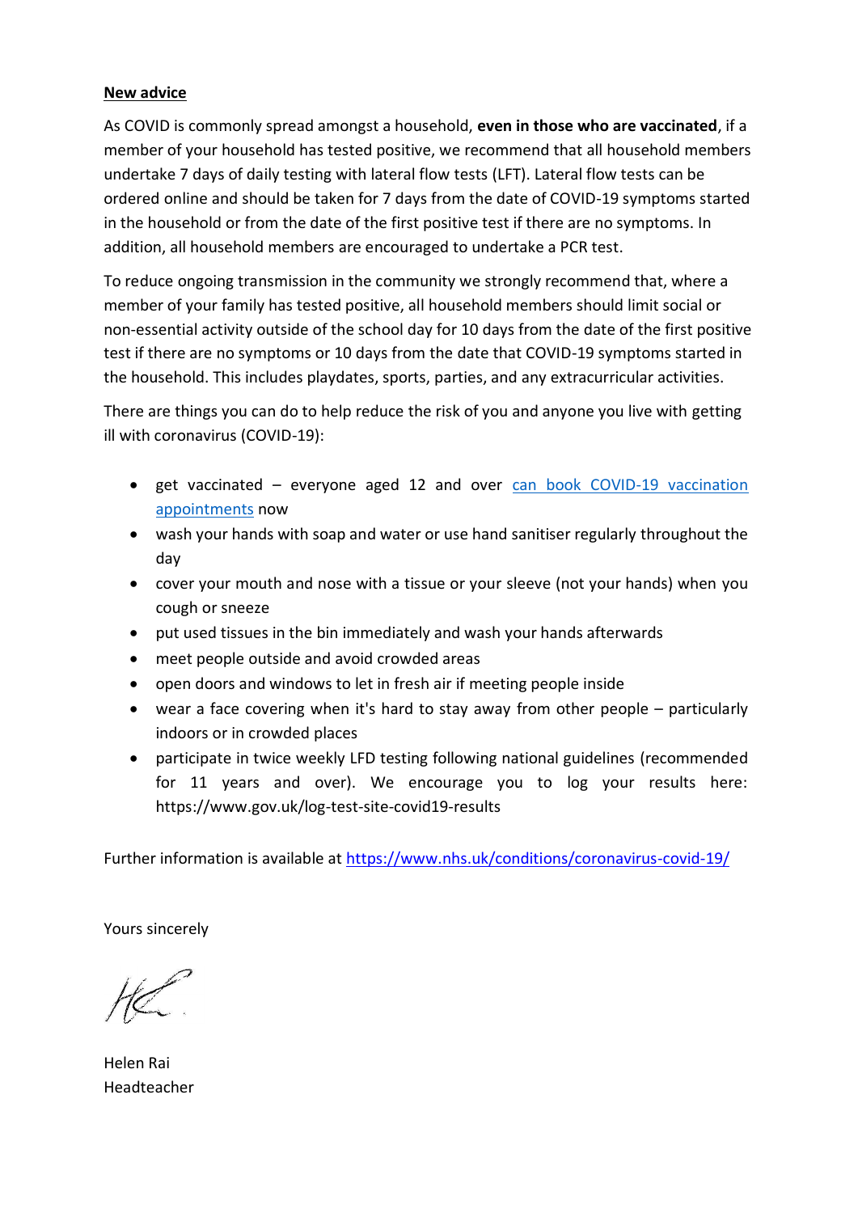**New advice**

As COVID is commonly spread amongst a household, **even in those who are vaccinated**, if a member of your household has tested positive, we recommend that all household members undertake 7 days of daily testing with lateral flow tests (LFT). Lateral flow tests can be ordered online and should be taken for 7 days from the date of COVID-19 symptoms started in the household or from the date of the first positive test if there are no symptoms. In addition, all household members are encouraged to undertake a PCR test.

To reduce ongoing transmission in the community we strongly recommend that, where a member of your family has tested positive, all household members should limit social or non-essential activity outside of the school day for 10 days from the date of the first positive test if there are no symptoms or 10 days from the date that COVID-19 symptoms started in the household. This includes playdates, sports, parties, and any extracurricular activities.

There are things you can do to help reduce the risk of you and anyone you live with getting ill with coronavirus (COVID-19):

- get vaccinated – everyone aged 12 and over can book COVID-19 vaccination appointments now
- wash your hands with soap and water or use hand sanitiser regularly throughout the day
- cover your mouth and nose with a tissue or your sleeve (not your hands) when you cough or sneeze
- put used tissues in the bin immediately and wash your hands afterwards
- meet people outside and avoid crowded areas
- open doors and windows to let in fresh air if meeting people inside
- wear a face covering when it's hard to stay away from other people – particularly indoors or in crowded places
- participate in twice weekly LFD testing following national guidelines (recommended for 11 years and over). We encourage you to log your results here: https://www.gov.uk/log-test-site-covid19-results

Further information is available at https://www.nhs.uk/conditions/coronavirus-covid-19/

Yours sincerely

Helen Rai
Headteacher